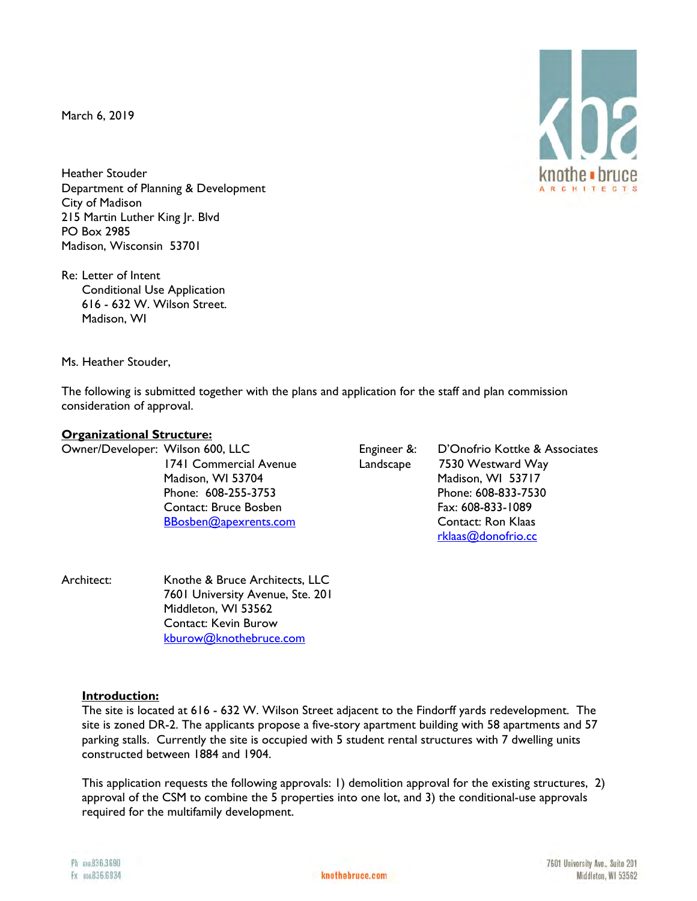March 6, 2019

Heather Stouder
Department of Planning & Development
City of Madison
215 Martin Luther King Jr. Blvd
PO Box 2985
Madison, Wisconsin 53701

Re: Letter of Intent
Conditional Use Application
616 - 632 W. Wilson Street.
Madison, WI

Ms. Heather Stouder,

The following is submitted together with the plans and application for the staff and plan commission consideration of approval.

**Organizational Structure:**

Owner/Developer: Wilson 600, LLC
1741 Commercial Avenue
Madison, WI 53704
Phone: 608-255-3753
Contact: Bruce Bosben
BBosben@apexrents.com

Engineer & Landscape: D'Onofrio Kottke & Associates
7530 Westward Way
Madison, WI 53717
Phone: 608-833-7530
Fax: 608-833-1089
Contact: Ron Klaas
rklaas@donofrio.cc

Architect: Knothe & Bruce Architects, LLC
7601 University Avenue, Ste. 201
Middleton, WI 53562
Contact: Kevin Burow
kburow@knothebruce.com

**Introduction:**

The site is located at 616 - 632 W. Wilson Street adjacent to the Findorff yards redevelopment. The site is zoned DR-2. The applicants propose a five-story apartment building with 58 apartments and 57 parking stalls. Currently the site is occupied with 5 student rental structures with 7 dwelling units constructed between 1884 and 1904.

This application requests the following approvals: 1) demolition approval for the existing structures, 2) approval of the CSM to combine the 5 properties into one lot, and 3) the conditional-use approvals required for the multifamily development.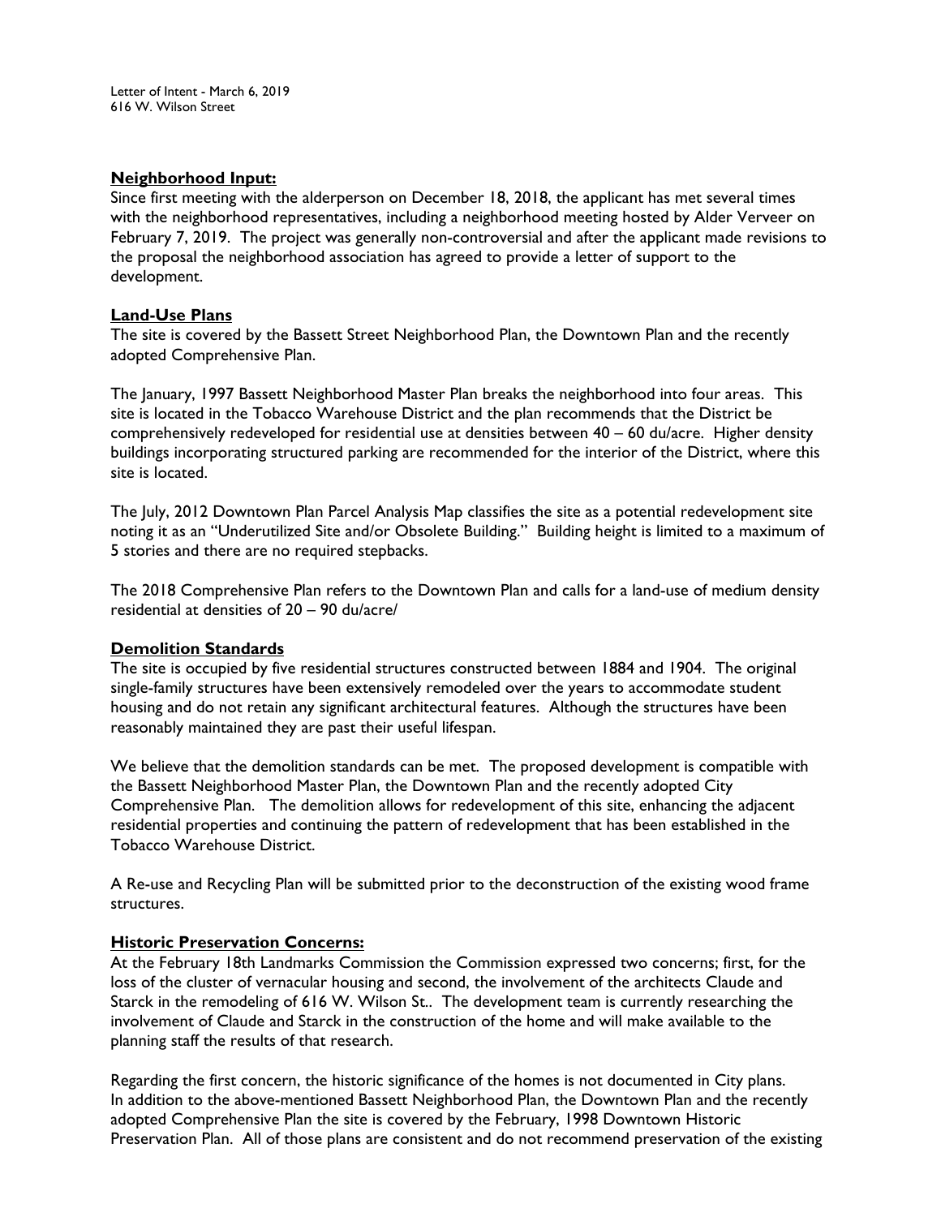Letter of Intent - March 6, 2019
616 W. Wilson Street

**Neighborhood Input:**
Since first meeting with the alderperson on December 18, 2018, the applicant has met several times with the neighborhood representatives, including a neighborhood meeting hosted by Alder Verveer on February 7, 2019. The project was generally non-controversial and after the applicant made revisions to the proposal the neighborhood association has agreed to provide a letter of support to the development.

**Land-Use Plans**
The site is covered by the Bassett Street Neighborhood Plan, the Downtown Plan and the recently adopted Comprehensive Plan.

The January, 1997 Bassett Neighborhood Master Plan breaks the neighborhood into four areas. This site is located in the Tobacco Warehouse District and the plan recommends that the District be comprehensively redeveloped for residential use at densities between 40 – 60 du/acre. Higher density buildings incorporating structured parking are recommended for the interior of the District, where this site is located.

The July, 2012 Downtown Plan Parcel Analysis Map classifies the site as a potential redevelopment site noting it as an "Underutilized Site and/or Obsolete Building." Building height is limited to a maximum of 5 stories and there are no required stepbacks.

The 2018 Comprehensive Plan refers to the Downtown Plan and calls for a land-use of medium density residential at densities of 20 – 90 du/acre/

**Demolition Standards**
The site is occupied by five residential structures constructed between 1884 and 1904. The original single-family structures have been extensively remodeled over the years to accommodate student housing and do not retain any significant architectural features. Although the structures have been reasonably maintained they are past their useful lifespan.

We believe that the demolition standards can be met. The proposed development is compatible with the Bassett Neighborhood Master Plan, the Downtown Plan and the recently adopted City Comprehensive Plan. The demolition allows for redevelopment of this site, enhancing the adjacent residential properties and continuing the pattern of redevelopment that has been established in the Tobacco Warehouse District.

A Re-use and Recycling Plan will be submitted prior to the deconstruction of the existing wood frame structures.

**Historic Preservation Concerns:**
At the February 18th Landmarks Commission the Commission expressed two concerns; first, for the loss of the cluster of vernacular housing and second, the involvement of the architects Claude and Starck in the remodeling of 616 W. Wilson St.. The development team is currently researching the involvement of Claude and Starck in the construction of the home and will make available to the planning staff the results of that research.

Regarding the first concern, the historic significance of the homes is not documented in City plans. In addition to the above-mentioned Bassett Neighborhood Plan, the Downtown Plan and the recently adopted Comprehensive Plan the site is covered by the February, 1998 Downtown Historic Preservation Plan. All of those plans are consistent and do not recommend preservation of the existing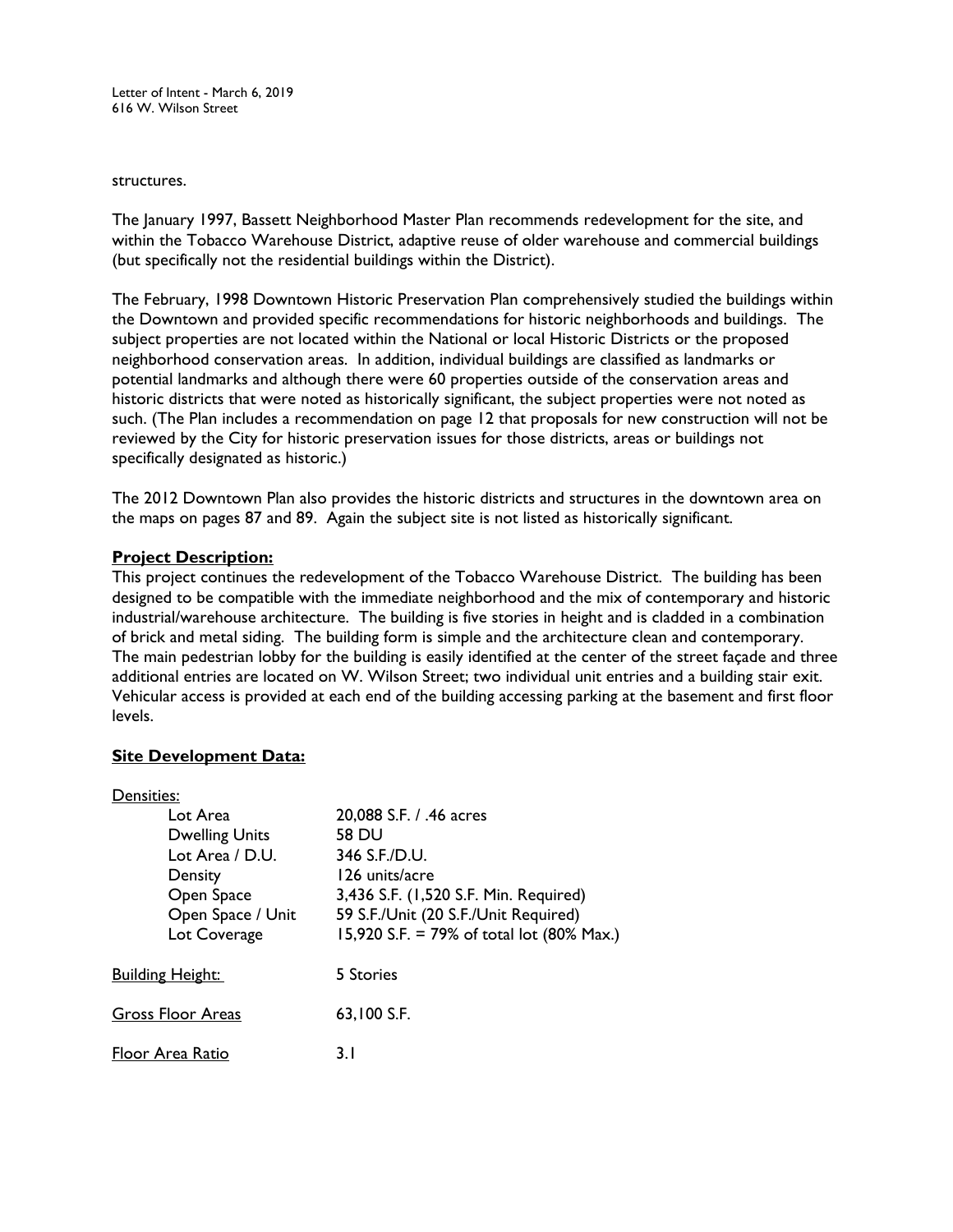structures.

The January 1997, Bassett Neighborhood Master Plan recommends redevelopment for the site, and within the Tobacco Warehouse District, adaptive reuse of older warehouse and commercial buildings (but specifically not the residential buildings within the District).

The February, 1998 Downtown Historic Preservation Plan comprehensively studied the buildings within the Downtown and provided specific recommendations for historic neighborhoods and buildings. The subject properties are not located within the National or local Historic Districts or the proposed neighborhood conservation areas. In addition, individual buildings are classified as landmarks or potential landmarks and although there were 60 properties outside of the conservation areas and historic districts that were noted as historically significant, the subject properties were not noted as such. (The Plan includes a recommendation on page 12 that proposals for new construction will not be reviewed by the City for historic preservation issues for those districts, areas or buildings not specifically designated as historic.)

The 2012 Downtown Plan also provides the historic districts and structures in the downtown area on the maps on pages 87 and 89. Again the subject site is not listed as historically significant.

**Project Description:**

This project continues the redevelopment of the Tobacco Warehouse District. The building has been designed to be compatible with the immediate neighborhood and the mix of contemporary and historic industrial/warehouse architecture. The building is five stories in height and is cladded in a combination of brick and metal siding. The building form is simple and the architecture clean and contemporary. The main pedestrian lobby for the building is easily identified at the center of the street façade and three additional entries are located on W. Wilson Street; two individual unit entries and a building stair exit. Vehicular access is provided at each end of the building accessing parking at the basement and first floor levels.

**Site Development Data:**

Densities:

| | |
|---|---|
| Lot Area | 20,088 S.F. / .46 acres |
| Dwelling Units | 58 DU |
| Lot Area / D.U. | 346 S.F./D.U. |
| Density | 126 units/acre |
| Open Space | 3,436 S.F. (1,520 S.F. Min. Required) |
| Open Space / Unit | 59 S.F./Unit (20 S.F./Unit Required) |
| Lot Coverage | 15,920 S.F. = 79% of total lot (80% Max.) |

| | |
|---|---|
| Building Height: | 5 Stories |
| Gross Floor Areas | 63,100 S.F. |
| Floor Area Ratio | 3.1 |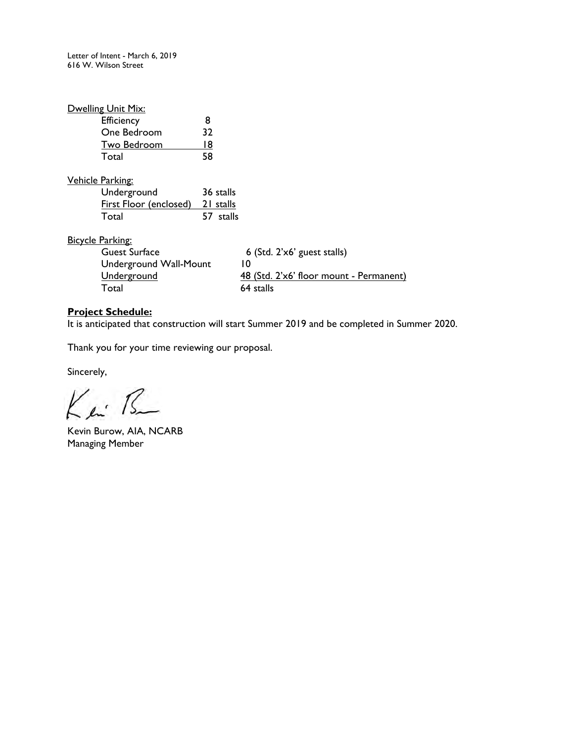Letter of Intent - March 6, 2019
616 W. Wilson Street

Dwelling Unit Mix:

| | |
|---|---|
| Efficiency | 8 |
| One Bedroom | 32 |
| Two Bedroom | 18 |
| Total | 58 |

Vehicle Parking:

| | |
|---|---|
| Underground | 36 stalls |
| First Floor (enclosed) | 21 stalls |
| Total | 57 stalls |

Bicycle Parking:

| | |
|---|---|
| Guest Surface | 6 (Std. 2'x6' guest stalls) |
| Underground Wall-Mount | 10 |
| Underground | 48 (Std. 2'x6' floor mount - Permanent) |
| Total | 64 stalls |

**Project Schedule:**

It is anticipated that construction will start Summer 2019 and be completed in Summer 2020.

Thank you for your time reviewing our proposal.

Sincerely,

Kevin Burow, AIA, NCARB
Managing Member